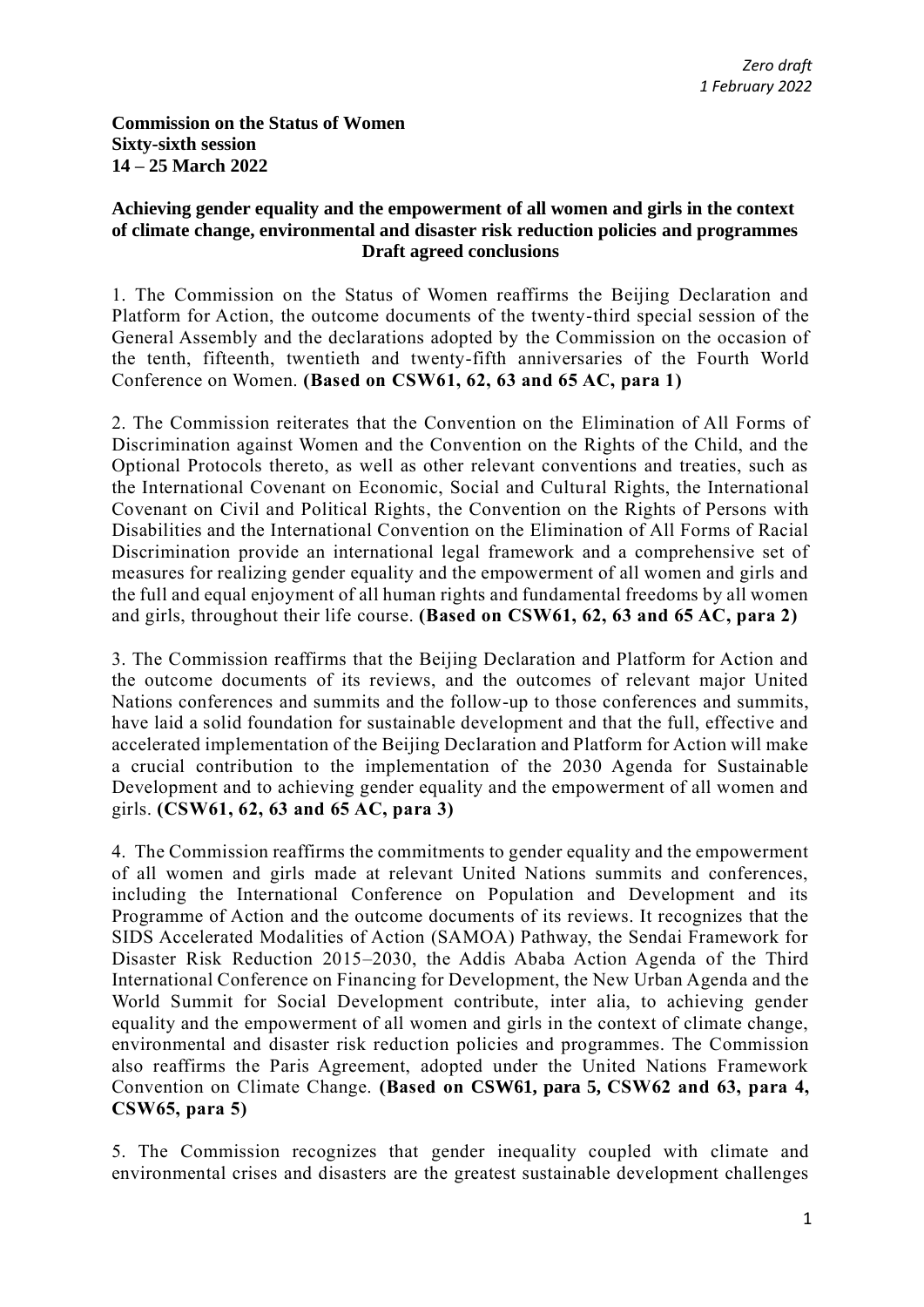*Zero draft*
*1 February 2022*

**Commission on the Status of Women**
**Sixty-sixth session**
**14 – 25 March 2022**

**Achieving gender equality and the empowerment of all women and girls in the context of climate change, environmental and disaster risk reduction policies and programmes**
**Draft agreed conclusions**

1. The Commission on the Status of Women reaffirms the Beijing Declaration and Platform for Action, the outcome documents of the twenty-third special session of the General Assembly and the declarations adopted by the Commission on the occasion of the tenth, fifteenth, twentieth and twenty-fifth anniversaries of the Fourth World Conference on Women. **(Based on CSW61, 62, 63 and 65 AC, para 1)**

2. The Commission reiterates that the Convention on the Elimination of All Forms of Discrimination against Women and the Convention on the Rights of the Child, and the Optional Protocols thereto, as well as other relevant conventions and treaties, such as the International Covenant on Economic, Social and Cultural Rights, the International Covenant on Civil and Political Rights, the Convention on the Rights of Persons with Disabilities and the International Convention on the Elimination of All Forms of Racial Discrimination provide an international legal framework and a comprehensive set of measures for realizing gender equality and the empowerment of all women and girls and the full and equal enjoyment of all human rights and fundamental freedoms by all women and girls, throughout their life course. **(Based on CSW61, 62, 63 and 65 AC, para 2)**

3. The Commission reaffirms that the Beijing Declaration and Platform for Action and the outcome documents of its reviews, and the outcomes of relevant major United Nations conferences and summits and the follow-up to those conferences and summits, have laid a solid foundation for sustainable development and that the full, effective and accelerated implementation of the Beijing Declaration and Platform for Action will make a crucial contribution to the implementation of the 2030 Agenda for Sustainable Development and to achieving gender equality and the empowerment of all women and girls. **(CSW61, 62, 63 and 65 AC, para 3)**

4. The Commission reaffirms the commitments to gender equality and the empowerment of all women and girls made at relevant United Nations summits and conferences, including the International Conference on Population and Development and its Programme of Action and the outcome documents of its reviews. It recognizes that the SIDS Accelerated Modalities of Action (SAMOA) Pathway, the Sendai Framework for Disaster Risk Reduction 2015–2030, the Addis Ababa Action Agenda of the Third International Conference on Financing for Development, the New Urban Agenda and the World Summit for Social Development contribute, inter alia, to achieving gender equality and the empowerment of all women and girls in the context of climate change, environmental and disaster risk reduction policies and programmes. The Commission also reaffirms the Paris Agreement, adopted under the United Nations Framework Convention on Climate Change. **(Based on CSW61, para 5, CSW62 and 63, para 4, CSW65, para 5)**

5. The Commission recognizes that gender inequality coupled with climate and environmental crises and disasters are the greatest sustainable development challenges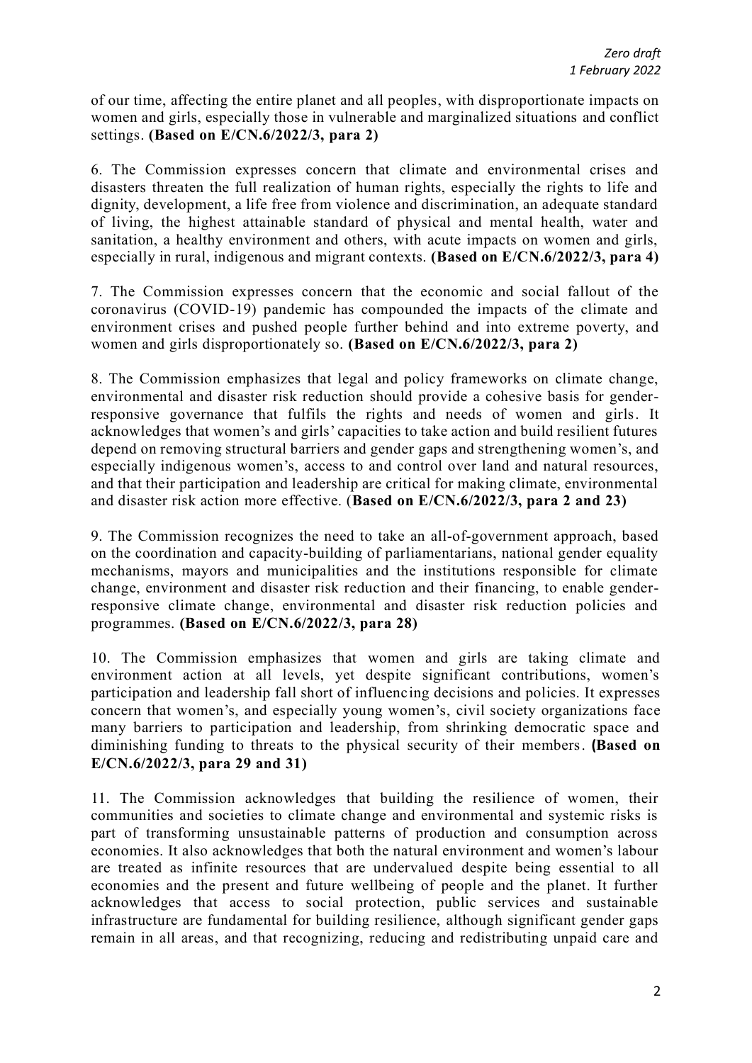of our time, affecting the entire planet and all peoples, with disproportionate impacts on women and girls, especially those in vulnerable and marginalized situations and conflict settings. **(Based on E/CN.6/2022/3, para 2)**

6. The Commission expresses concern that climate and environmental crises and disasters threaten the full realization of human rights, especially the rights to life and dignity, development, a life free from violence and discrimination, an adequate standard of living, the highest attainable standard of physical and mental health, water and sanitation, a healthy environment and others, with acute impacts on women and girls, especially in rural, indigenous and migrant contexts. **(Based on E/CN.6/2022/3, para 4)**

7. The Commission expresses concern that the economic and social fallout of the coronavirus (COVID-19) pandemic has compounded the impacts of the climate and environment crises and pushed people further behind and into extreme poverty, and women and girls disproportionately so. **(Based on E/CN.6/2022/3, para 2)**

8. The Commission emphasizes that legal and policy frameworks on climate change, environmental and disaster risk reduction should provide a cohesive basis for gender-responsive governance that fulfils the rights and needs of women and girls. It acknowledges that women's and girls' capacities to take action and build resilient futures depend on removing structural barriers and gender gaps and strengthening women's, and especially indigenous women's, access to and control over land and natural resources, and that their participation and leadership are critical for making climate, environmental and disaster risk action more effective. (**Based on E/CN.6/2022/3, para 2 and 23)**

9. The Commission recognizes the need to take an all-of-government approach, based on the coordination and capacity-building of parliamentarians, national gender equality mechanisms, mayors and municipalities and the institutions responsible for climate change, environment and disaster risk reduction and their financing, to enable gender-responsive climate change, environmental and disaster risk reduction policies and programmes. **(Based on E/CN.6/2022/3, para 28)**

10. The Commission emphasizes that women and girls are taking climate and environment action at all levels, yet despite significant contributions, women's participation and leadership fall short of influencing decisions and policies. It expresses concern that women's, and especially young women's, civil society organizations face many barriers to participation and leadership, from shrinking democratic space and diminishing funding to threats to the physical security of their members. **(Based on E/CN.6/2022/3, para 29 and 31)**

11. The Commission acknowledges that building the resilience of women, their communities and societies to climate change and environmental and systemic risks is part of transforming unsustainable patterns of production and consumption across economies. It also acknowledges that both the natural environment and women's labour are treated as infinite resources that are undervalued despite being essential to all economies and the present and future wellbeing of people and the planet. It further acknowledges that access to social protection, public services and sustainable infrastructure are fundamental for building resilience, although significant gender gaps remain in all areas, and that recognizing, reducing and redistributing unpaid care and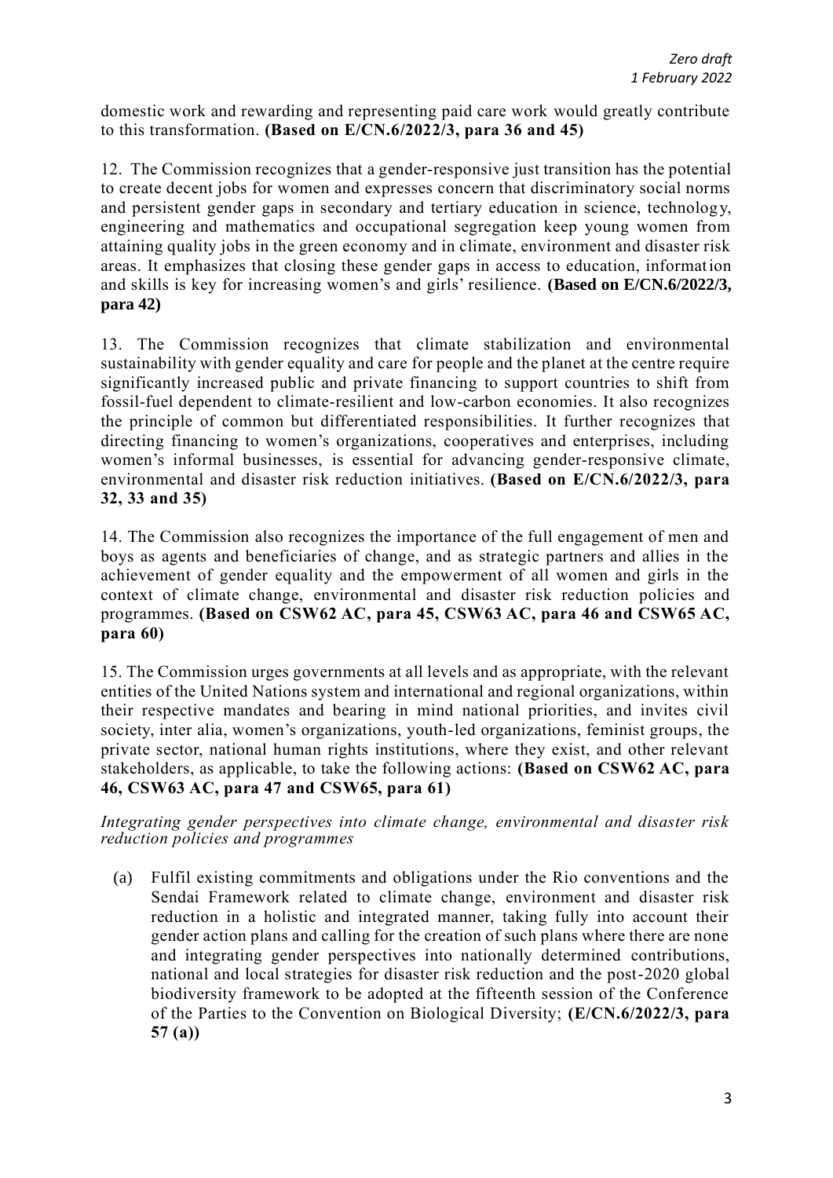domestic work and rewarding and representing paid care work would greatly contribute to this transformation. **(Based on E/CN.6/2022/3, para 36 and 45)**

12. The Commission recognizes that a gender-responsive just transition has the potential to create decent jobs for women and expresses concern that discriminatory social norms and persistent gender gaps in secondary and tertiary education in science, technology, engineering and mathematics and occupational segregation keep young women from attaining quality jobs in the green economy and in climate, environment and disaster risk areas. It emphasizes that closing these gender gaps in access to education, information and skills is key for increasing women's and girls' resilience. **(Based on E/CN.6/2022/3, para 42)**

13. The Commission recognizes that climate stabilization and environmental sustainability with gender equality and care for people and the planet at the centre require significantly increased public and private financing to support countries to shift from fossil-fuel dependent to climate-resilient and low-carbon economies. It also recognizes the principle of common but differentiated responsibilities. It further recognizes that directing financing to women's organizations, cooperatives and enterprises, including women's informal businesses, is essential for advancing gender-responsive climate, environmental and disaster risk reduction initiatives. **(Based on E/CN.6/2022/3, para 32, 33 and 35)**

14. The Commission also recognizes the importance of the full engagement of men and boys as agents and beneficiaries of change, and as strategic partners and allies in the achievement of gender equality and the empowerment of all women and girls in the context of climate change, environmental and disaster risk reduction policies and programmes. **(Based on CSW62 AC, para 45, CSW63 AC, para 46 and CSW65 AC, para 60)**

15. The Commission urges governments at all levels and as appropriate, with the relevant entities of the United Nations system and international and regional organizations, within their respective mandates and bearing in mind national priorities, and invites civil society, inter alia, women's organizations, youth-led organizations, feminist groups, the private sector, national human rights institutions, where they exist, and other relevant stakeholders, as applicable, to take the following actions: **(Based on CSW62 AC, para 46, CSW63 AC, para 47 and CSW65, para 61)**

*Integrating gender perspectives into climate change, environmental and disaster risk reduction policies and programmes*

(a) Fulfil existing commitments and obligations under the Rio conventions and the Sendai Framework related to climate change, environment and disaster risk reduction in a holistic and integrated manner, taking fully into account their gender action plans and calling for the creation of such plans where there are none and integrating gender perspectives into nationally determined contributions, national and local strategies for disaster risk reduction and the post-2020 global biodiversity framework to be adopted at the fifteenth session of the Conference of the Parties to the Convention on Biological Diversity; **(E/CN.6/2022/3, para 57 (a))**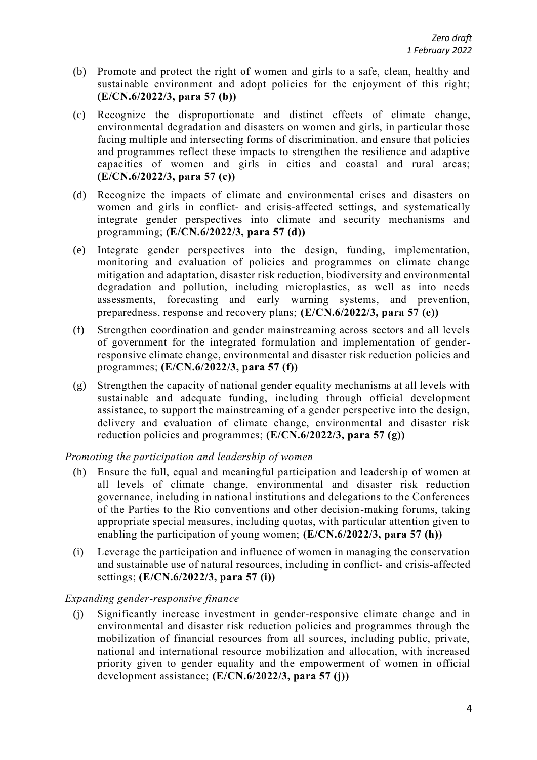(b) Promote and protect the right of women and girls to a safe, clean, healthy and sustainable environment and adopt policies for the enjoyment of this right; **(E/CN.6/2022/3, para 57 (b))**

(c) Recognize the disproportionate and distinct effects of climate change, environmental degradation and disasters on women and girls, in particular those facing multiple and intersecting forms of discrimination, and ensure that policies and programmes reflect these impacts to strengthen the resilience and adaptive capacities of women and girls in cities and coastal and rural areas; **(E/CN.6/2022/3, para 57 (c))**

(d) Recognize the impacts of climate and environmental crises and disasters on women and girls in conflict- and crisis-affected settings, and systematically integrate gender perspectives into climate and security mechanisms and programming; **(E/CN.6/2022/3, para 57 (d))**

(e) Integrate gender perspectives into the design, funding, implementation, monitoring and evaluation of policies and programmes on climate change mitigation and adaptation, disaster risk reduction, biodiversity and environmental degradation and pollution, including microplastics, as well as into needs assessments, forecasting and early warning systems, and prevention, preparedness, response and recovery plans; **(E/CN.6/2022/3, para 57 (e))**

(f) Strengthen coordination and gender mainstreaming across sectors and all levels of government for the integrated formulation and implementation of gender-responsive climate change, environmental and disaster risk reduction policies and programmes; **(E/CN.6/2022/3, para 57 (f))**

(g) Strengthen the capacity of national gender equality mechanisms at all levels with sustainable and adequate funding, including through official development assistance, to support the mainstreaming of a gender perspective into the design, delivery and evaluation of climate change, environmental and disaster risk reduction policies and programmes; **(E/CN.6/2022/3, para 57 (g))**

*Promoting the participation and leadership of women*

(h) Ensure the full, equal and meaningful participation and leadership of women at all levels of climate change, environmental and disaster risk reduction governance, including in national institutions and delegations to the Conferences of the Parties to the Rio conventions and other decision-making forums, taking appropriate special measures, including quotas, with particular attention given to enabling the participation of young women; **(E/CN.6/2022/3, para 57 (h))**

(i) Leverage the participation and influence of women in managing the conservation and sustainable use of natural resources, including in conflict- and crisis-affected settings; **(E/CN.6/2022/3, para 57 (i))**

*Expanding gender-responsive finance*

(j) Significantly increase investment in gender-responsive climate change and in environmental and disaster risk reduction policies and programmes through the mobilization of financial resources from all sources, including public, private, national and international resource mobilization and allocation, with increased priority given to gender equality and the empowerment of women in official development assistance; **(E/CN.6/2022/3, para 57 (j))**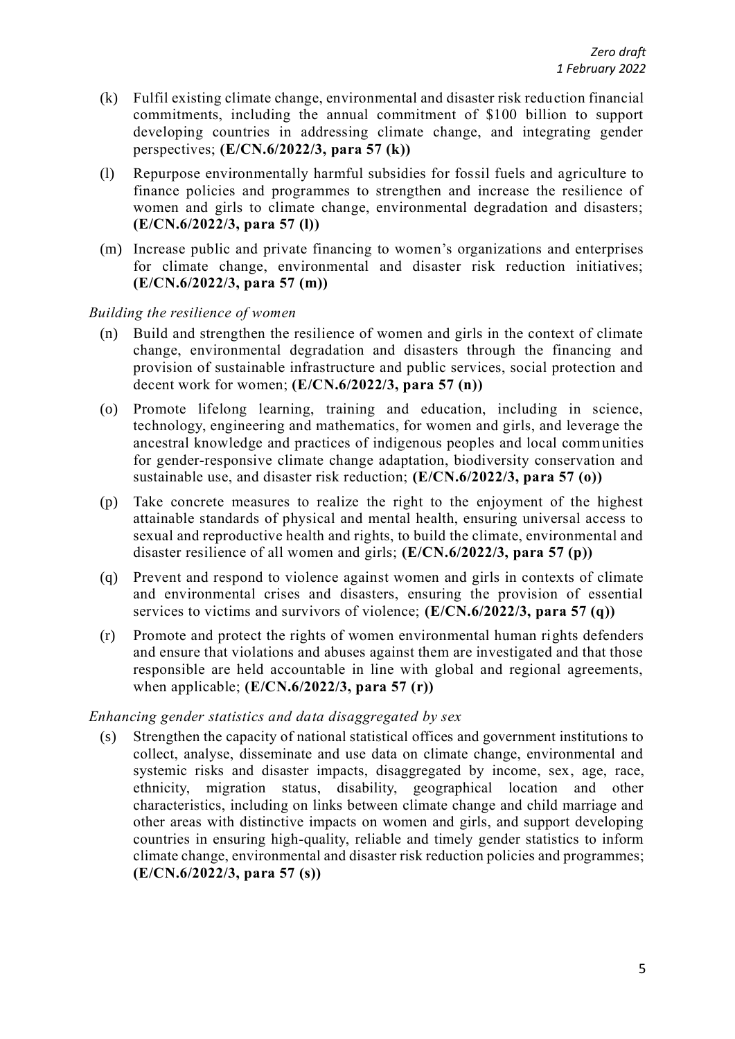(k) Fulfil existing climate change, environmental and disaster risk reduction financial commitments, including the annual commitment of $100 billion to support developing countries in addressing climate change, and integrating gender perspectives; **(E/CN.6/2022/3, para 57 (k))**

(l) Repurpose environmentally harmful subsidies for fossil fuels and agriculture to finance policies and programmes to strengthen and increase the resilience of women and girls to climate change, environmental degradation and disasters; **(E/CN.6/2022/3, para 57 (l))**

(m) Increase public and private financing to women's organizations and enterprises for climate change, environmental and disaster risk reduction initiatives; **(E/CN.6/2022/3, para 57 (m))**

*Building the resilience of women*

(n) Build and strengthen the resilience of women and girls in the context of climate change, environmental degradation and disasters through the financing and provision of sustainable infrastructure and public services, social protection and decent work for women; **(E/CN.6/2022/3, para 57 (n))**

(o) Promote lifelong learning, training and education, including in science, technology, engineering and mathematics, for women and girls, and leverage the ancestral knowledge and practices of indigenous peoples and local communities for gender-responsive climate change adaptation, biodiversity conservation and sustainable use, and disaster risk reduction; **(E/CN.6/2022/3, para 57 (o))**

(p) Take concrete measures to realize the right to the enjoyment of the highest attainable standards of physical and mental health, ensuring universal access to sexual and reproductive health and rights, to build the climate, environmental and disaster resilience of all women and girls; **(E/CN.6/2022/3, para 57 (p))**

(q) Prevent and respond to violence against women and girls in contexts of climate and environmental crises and disasters, ensuring the provision of essential services to victims and survivors of violence; **(E/CN.6/2022/3, para 57 (q))**

(r) Promote and protect the rights of women environmental human rights defenders and ensure that violations and abuses against them are investigated and that those responsible are held accountable in line with global and regional agreements, when applicable; **(E/CN.6/2022/3, para 57 (r))**

*Enhancing gender statistics and data disaggregated by sex*

(s) Strengthen the capacity of national statistical offices and government institutions to collect, analyse, disseminate and use data on climate change, environmental and systemic risks and disaster impacts, disaggregated by income, sex, age, race, ethnicity, migration status, disability, geographical location and other characteristics, including on links between climate change and child marriage and other areas with distinctive impacts on women and girls, and support developing countries in ensuring high-quality, reliable and timely gender statistics to inform climate change, environmental and disaster risk reduction policies and programmes; **(E/CN.6/2022/3, para 57 (s))**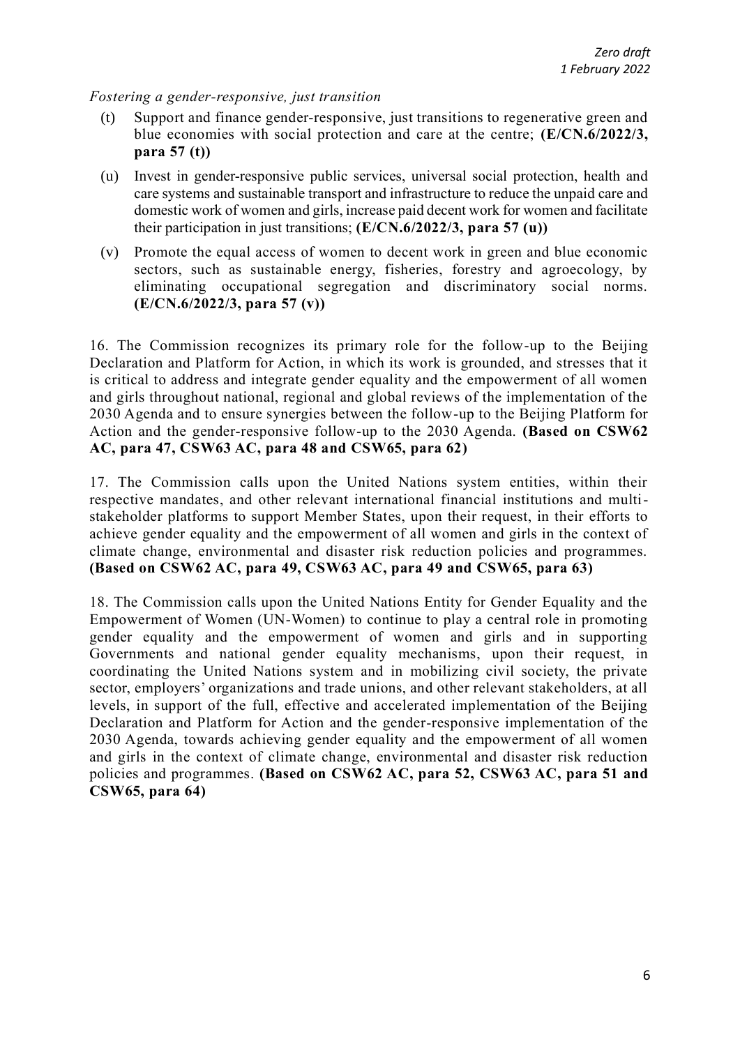*Fostering a gender-responsive, just transition*

(t) Support and finance gender-responsive, just transitions to regenerative green and blue economies with social protection and care at the centre; **(E/CN.6/2022/3, para 57 (t))**

(u) Invest in gender-responsive public services, universal social protection, health and care systems and sustainable transport and infrastructure to reduce the unpaid care and domestic work of women and girls, increase paid decent work for women and facilitate their participation in just transitions; **(E/CN.6/2022/3, para 57 (u))**

(v) Promote the equal access of women to decent work in green and blue economic sectors, such as sustainable energy, fisheries, forestry and agroecology, by eliminating occupational segregation and discriminatory social norms. **(E/CN.6/2022/3, para 57 (v))**

16. The Commission recognizes its primary role for the follow-up to the Beijing Declaration and Platform for Action, in which its work is grounded, and stresses that it is critical to address and integrate gender equality and the empowerment of all women and girls throughout national, regional and global reviews of the implementation of the 2030 Agenda and to ensure synergies between the follow-up to the Beijing Platform for Action and the gender-responsive follow-up to the 2030 Agenda. **(Based on CSW62 AC, para 47, CSW63 AC, para 48 and CSW65, para 62)**

17. The Commission calls upon the United Nations system entities, within their respective mandates, and other relevant international financial institutions and multi-stakeholder platforms to support Member States, upon their request, in their efforts to achieve gender equality and the empowerment of all women and girls in the context of climate change, environmental and disaster risk reduction policies and programmes. **(Based on CSW62 AC, para 49, CSW63 AC, para 49 and CSW65, para 63)**

18. The Commission calls upon the United Nations Entity for Gender Equality and the Empowerment of Women (UN-Women) to continue to play a central role in promoting gender equality and the empowerment of women and girls and in supporting Governments and national gender equality mechanisms, upon their request, in coordinating the United Nations system and in mobilizing civil society, the private sector, employers' organizations and trade unions, and other relevant stakeholders, at all levels, in support of the full, effective and accelerated implementation of the Beijing Declaration and Platform for Action and the gender-responsive implementation of the 2030 Agenda, towards achieving gender equality and the empowerment of all women and girls in the context of climate change, environmental and disaster risk reduction policies and programmes. **(Based on CSW62 AC, para 52, CSW63 AC, para 51 and CSW65, para 64)**